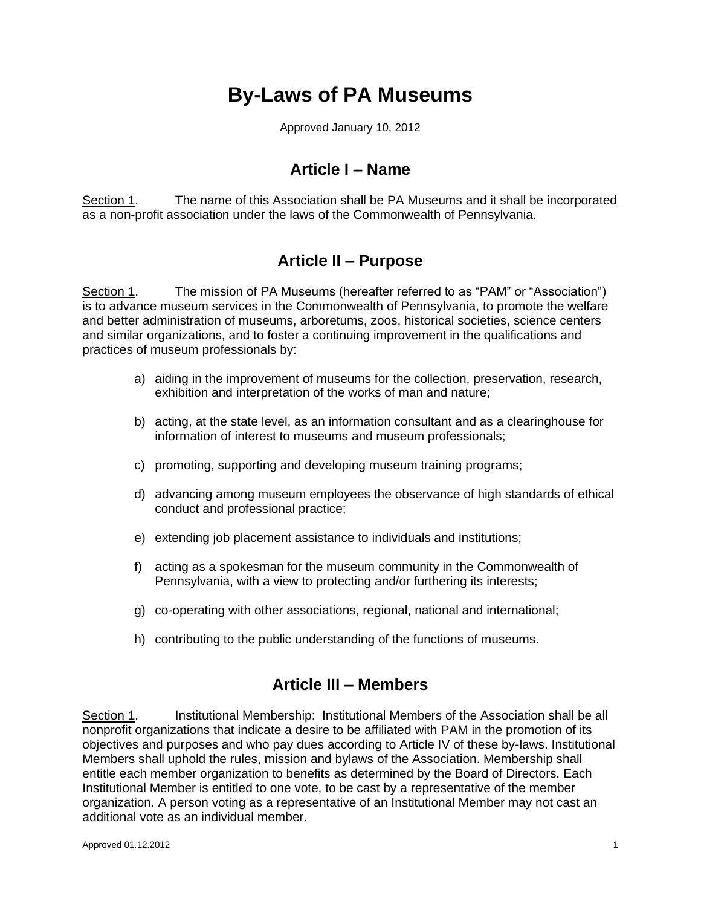# By-Laws of PA Museums

Approved January 10, 2012

## Article I – Name

Section 1. The name of this Association shall be PA Museums and it shall be incorporated as a non-profit association under the laws of the Commonwealth of Pennsylvania.

## Article II – Purpose

Section 1. The mission of PA Museums (hereafter referred to as "PAM" or "Association") is to advance museum services in the Commonwealth of Pennsylvania, to promote the welfare and better administration of museums, arboretums, zoos, historical societies, science centers and similar organizations, and to foster a continuing improvement in the qualifications and practices of museum professionals by:

a) aiding in the improvement of museums for the collection, preservation, research, exhibition and interpretation of the works of man and nature;

b) acting, at the state level, as an information consultant and as a clearinghouse for information of interest to museums and museum professionals;

c) promoting, supporting and developing museum training programs;

d) advancing among museum employees the observance of high standards of ethical conduct and professional practice;

e) extending job placement assistance to individuals and institutions;

f) acting as a spokesman for the museum community in the Commonwealth of Pennsylvania, with a view to protecting and/or furthering its interests;

g) co-operating with other associations, regional, national and international;

h) contributing to the public understanding of the functions of museums.

## Article III – Members

Section 1. Institutional Membership: Institutional Members of the Association shall be all nonprofit organizations that indicate a desire to be affiliated with PAM in the promotion of its objectives and purposes and who pay dues according to Article IV of these by-laws. Institutional Members shall uphold the rules, mission and bylaws of the Association. Membership shall entitle each member organization to benefits as determined by the Board of Directors. Each Institutional Member is entitled to one vote, to be cast by a representative of the member organization. A person voting as a representative of an Institutional Member may not cast an additional vote as an individual member.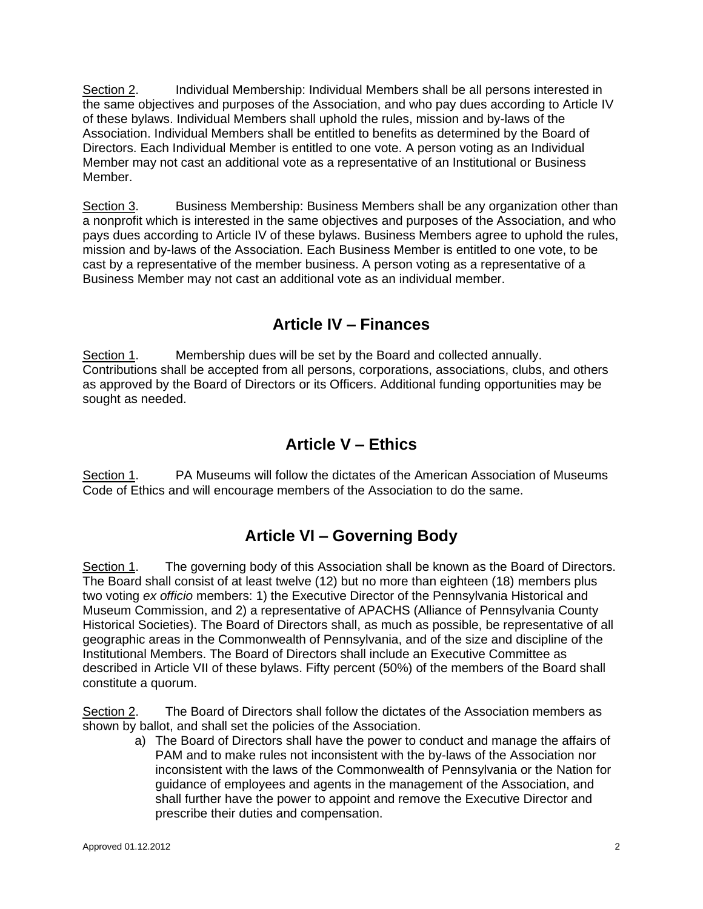<u>Section 2</u>. Individual Membership: Individual Members shall be all persons interested in the same objectives and purposes of the Association, and who pay dues according to Article IV of these bylaws. Individual Members shall uphold the rules, mission and by-laws of the Association. Individual Members shall be entitled to benefits as determined by the Board of Directors. Each Individual Member is entitled to one vote. A person voting as an Individual Member may not cast an additional vote as a representative of an Institutional or Business Member.

<u>Section 3</u>. Business Membership: Business Members shall be any organization other than a nonprofit which is interested in the same objectives and purposes of the Association, and who pays dues according to Article IV of these bylaws. Business Members agree to uphold the rules, mission and by-laws of the Association. Each Business Member is entitled to one vote, to be cast by a representative of the member business. A person voting as a representative of a Business Member may not cast an additional vote as an individual member.

## Article IV – Finances

<u>Section 1</u>. Membership dues will be set by the Board and collected annually. Contributions shall be accepted from all persons, corporations, associations, clubs, and others as approved by the Board of Directors or its Officers. Additional funding opportunities may be sought as needed.

## Article V – Ethics

<u>Section 1</u>. PA Museums will follow the dictates of the American Association of Museums Code of Ethics and will encourage members of the Association to do the same.

## Article VI – Governing Body

<u>Section 1</u>. The governing body of this Association shall be known as the Board of Directors. The Board shall consist of at least twelve (12) but no more than eighteen (18) members plus two voting *ex officio* members: 1) the Executive Director of the Pennsylvania Historical and Museum Commission, and 2) a representative of APACHS (Alliance of Pennsylvania County Historical Societies). The Board of Directors shall, as much as possible, be representative of all geographic areas in the Commonwealth of Pennsylvania, and of the size and discipline of the Institutional Members. The Board of Directors shall include an Executive Committee as described in Article VII of these bylaws. Fifty percent (50%) of the members of the Board shall constitute a quorum.

<u>Section 2</u>. The Board of Directors shall follow the dictates of the Association members as shown by ballot, and shall set the policies of the Association.

a) The Board of Directors shall have the power to conduct and manage the affairs of PAM and to make rules not inconsistent with the by-laws of the Association nor inconsistent with the laws of the Commonwealth of Pennsylvania or the Nation for guidance of employees and agents in the management of the Association, and shall further have the power to appoint and remove the Executive Director and prescribe their duties and compensation.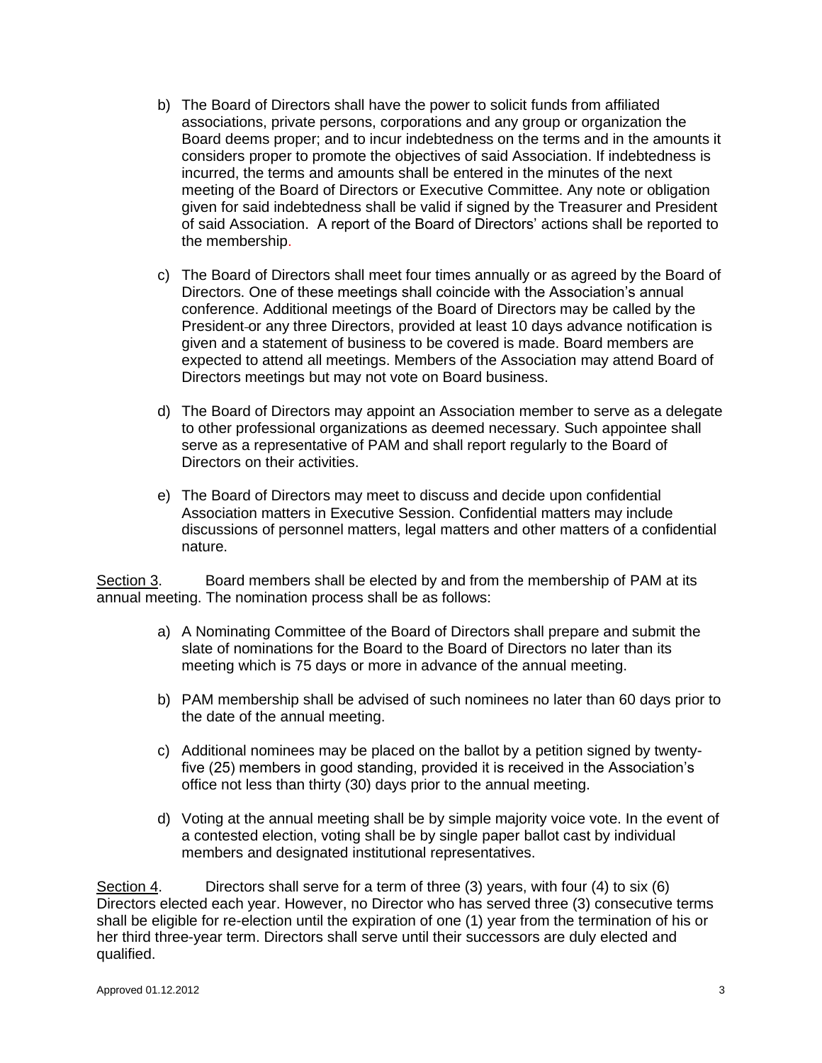b) The Board of Directors shall have the power to solicit funds from affiliated associations, private persons, corporations and any group or organization the Board deems proper; and to incur indebtedness on the terms and in the amounts it considers proper to promote the objectives of said Association. If indebtedness is incurred, the terms and amounts shall be entered in the minutes of the next meeting of the Board of Directors or Executive Committee. Any note or obligation given for said indebtedness shall be valid if signed by the Treasurer and President of said Association. A report of the Board of Directors' actions shall be reported to the membership.

c) The Board of Directors shall meet four times annually or as agreed by the Board of Directors. One of these meetings shall coincide with the Association's annual conference. Additional meetings of the Board of Directors may be called by the President or any three Directors, provided at least 10 days advance notification is given and a statement of business to be covered is made. Board members are expected to attend all meetings. Members of the Association may attend Board of Directors meetings but may not vote on Board business.

d) The Board of Directors may appoint an Association member to serve as a delegate to other professional organizations as deemed necessary. Such appointee shall serve as a representative of PAM and shall report regularly to the Board of Directors on their activities.

e) The Board of Directors may meet to discuss and decide upon confidential Association matters in Executive Session. Confidential matters may include discussions of personnel matters, legal matters and other matters of a confidential nature.

Section 3. Board members shall be elected by and from the membership of PAM at its annual meeting. The nomination process shall be as follows:

a) A Nominating Committee of the Board of Directors shall prepare and submit the slate of nominations for the Board to the Board of Directors no later than its meeting which is 75 days or more in advance of the annual meeting.

b) PAM membership shall be advised of such nominees no later than 60 days prior to the date of the annual meeting.

c) Additional nominees may be placed on the ballot by a petition signed by twenty-five (25) members in good standing, provided it is received in the Association's office not less than thirty (30) days prior to the annual meeting.

d) Voting at the annual meeting shall be by simple majority voice vote. In the event of a contested election, voting shall be by single paper ballot cast by individual members and designated institutional representatives.

Section 4. Directors shall serve for a term of three (3) years, with four (4) to six (6) Directors elected each year. However, no Director who has served three (3) consecutive terms shall be eligible for re-election until the expiration of one (1) year from the termination of his or her third three-year term. Directors shall serve until their successors are duly elected and qualified.

Approved 01.12.2012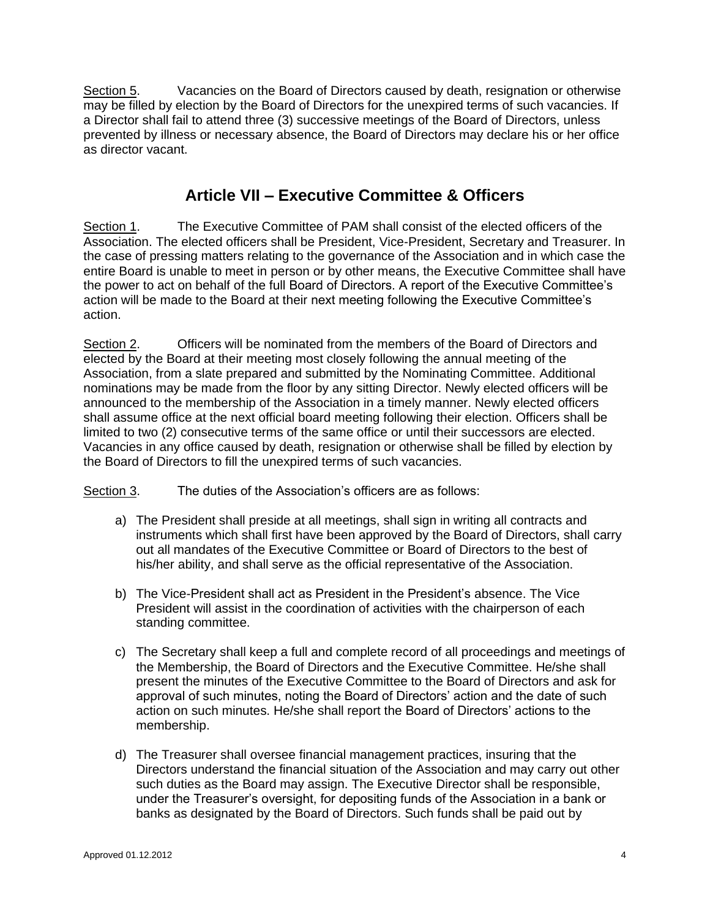Section 5. Vacancies on the Board of Directors caused by death, resignation or otherwise may be filled by election by the Board of Directors for the unexpired terms of such vacancies. If a Director shall fail to attend three (3) successive meetings of the Board of Directors, unless prevented by illness or necessary absence, the Board of Directors may declare his or her office as director vacant.

## Article VII – Executive Committee & Officers

Section 1. The Executive Committee of PAM shall consist of the elected officers of the Association. The elected officers shall be President, Vice-President, Secretary and Treasurer. In the case of pressing matters relating to the governance of the Association and in which case the entire Board is unable to meet in person or by other means, the Executive Committee shall have the power to act on behalf of the full Board of Directors. A report of the Executive Committee's action will be made to the Board at their next meeting following the Executive Committee's action.

Section 2. Officers will be nominated from the members of the Board of Directors and elected by the Board at their meeting most closely following the annual meeting of the Association, from a slate prepared and submitted by the Nominating Committee. Additional nominations may be made from the floor by any sitting Director. Newly elected officers will be announced to the membership of the Association in a timely manner. Newly elected officers shall assume office at the next official board meeting following their election. Officers shall be limited to two (2) consecutive terms of the same office or until their successors are elected. Vacancies in any office caused by death, resignation or otherwise shall be filled by election by the Board of Directors to fill the unexpired terms of such vacancies.

Section 3. The duties of the Association's officers are as follows:

a) The President shall preside at all meetings, shall sign in writing all contracts and instruments which shall first have been approved by the Board of Directors, shall carry out all mandates of the Executive Committee or Board of Directors to the best of his/her ability, and shall serve as the official representative of the Association.

b) The Vice-President shall act as President in the President's absence. The Vice President will assist in the coordination of activities with the chairperson of each standing committee.

c) The Secretary shall keep a full and complete record of all proceedings and meetings of the Membership, the Board of Directors and the Executive Committee. He/she shall present the minutes of the Executive Committee to the Board of Directors and ask for approval of such minutes, noting the Board of Directors' action and the date of such action on such minutes. He/she shall report the Board of Directors' actions to the membership.

d) The Treasurer shall oversee financial management practices, insuring that the Directors understand the financial situation of the Association and may carry out other such duties as the Board may assign. The Executive Director shall be responsible, under the Treasurer's oversight, for depositing funds of the Association in a bank or banks as designated by the Board of Directors. Such funds shall be paid out by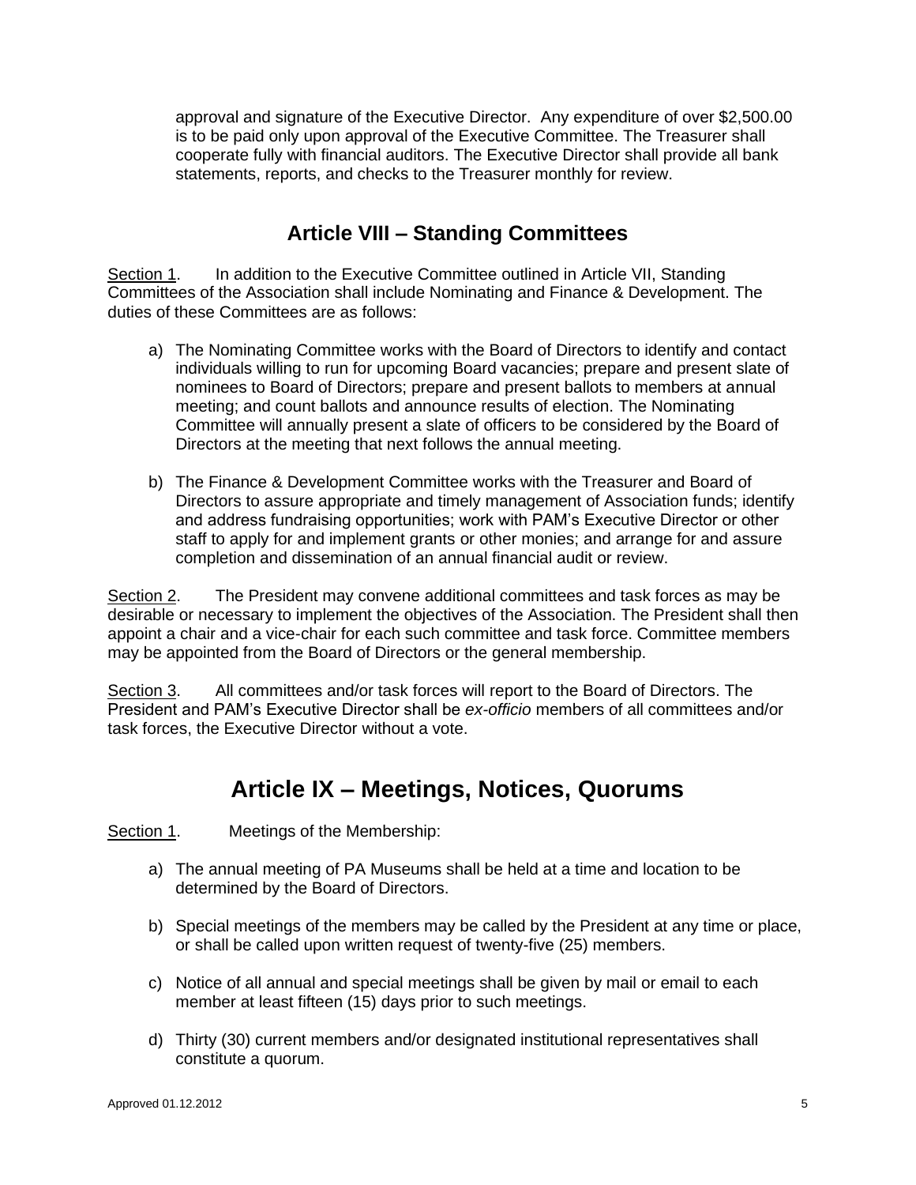approval and signature of the Executive Director. Any expenditure of over $2,500.00 is to be paid only upon approval of the Executive Committee. The Treasurer shall cooperate fully with financial auditors. The Executive Director shall provide all bank statements, reports, and checks to the Treasurer monthly for review.

## Article VIII – Standing Committees

Section 1. In addition to the Executive Committee outlined in Article VII, Standing Committees of the Association shall include Nominating and Finance & Development. The duties of these Committees are as follows:

a) The Nominating Committee works with the Board of Directors to identify and contact individuals willing to run for upcoming Board vacancies; prepare and present slate of nominees to Board of Directors; prepare and present ballots to members at annual meeting; and count ballots and announce results of election. The Nominating Committee will annually present a slate of officers to be considered by the Board of Directors at the meeting that next follows the annual meeting.

b) The Finance & Development Committee works with the Treasurer and Board of Directors to assure appropriate and timely management of Association funds; identify and address fundraising opportunities; work with PAM's Executive Director or other staff to apply for and implement grants or other monies; and arrange for and assure completion and dissemination of an annual financial audit or review.

Section 2. The President may convene additional committees and task forces as may be desirable or necessary to implement the objectives of the Association. The President shall then appoint a chair and a vice-chair for each such committee and task force. Committee members may be appointed from the Board of Directors or the general membership.

Section 3. All committees and/or task forces will report to the Board of Directors. The President and PAM's Executive Director shall be *ex-officio* members of all committees and/or task forces, the Executive Director without a vote.

## Article IX – Meetings, Notices, Quorums

Section 1. Meetings of the Membership:

a) The annual meeting of PA Museums shall be held at a time and location to be determined by the Board of Directors.

b) Special meetings of the members may be called by the President at any time or place, or shall be called upon written request of twenty-five (25) members.

c) Notice of all annual and special meetings shall be given by mail or email to each member at least fifteen (15) days prior to such meetings.

d) Thirty (30) current members and/or designated institutional representatives shall constitute a quorum.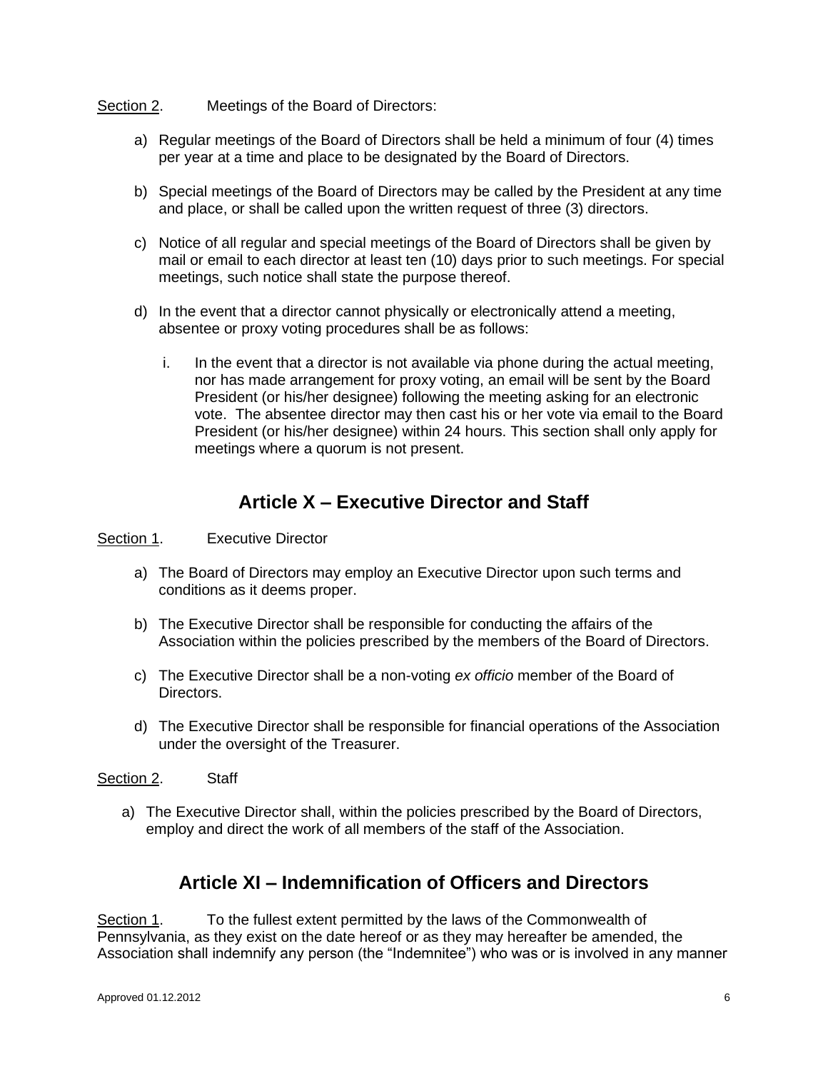<u>Section 2</u>. Meetings of the Board of Directors:

a) Regular meetings of the Board of Directors shall be held a minimum of four (4) times per year at a time and place to be designated by the Board of Directors.

b) Special meetings of the Board of Directors may be called by the President at any time and place, or shall be called upon the written request of three (3) directors.

c) Notice of all regular and special meetings of the Board of Directors shall be given by mail or email to each director at least ten (10) days prior to such meetings. For special meetings, such notice shall state the purpose thereof.

d) In the event that a director cannot physically or electronically attend a meeting, absentee or proxy voting procedures shall be as follows:

   i. In the event that a director is not available via phone during the actual meeting, nor has made arrangement for proxy voting, an email will be sent by the Board President (or his/her designee) following the meeting asking for an electronic vote. The absentee director may then cast his or her vote via email to the Board President (or his/her designee) within 24 hours. This section shall only apply for meetings where a quorum is not present.

## Article X – Executive Director and Staff

<u>Section 1</u>. Executive Director

a) The Board of Directors may employ an Executive Director upon such terms and conditions as it deems proper.

b) The Executive Director shall be responsible for conducting the affairs of the Association within the policies prescribed by the members of the Board of Directors.

c) The Executive Director shall be a non-voting *ex officio* member of the Board of Directors.

d) The Executive Director shall be responsible for financial operations of the Association under the oversight of the Treasurer.

<u>Section 2</u>. Staff

a) The Executive Director shall, within the policies prescribed by the Board of Directors, employ and direct the work of all members of the staff of the Association.

## Article XI – Indemnification of Officers and Directors

<u>Section 1</u>. To the fullest extent permitted by the laws of the Commonwealth of Pennsylvania, as they exist on the date hereof or as they may hereafter be amended, the Association shall indemnify any person (the "Indemnitee") who was or is involved in any manner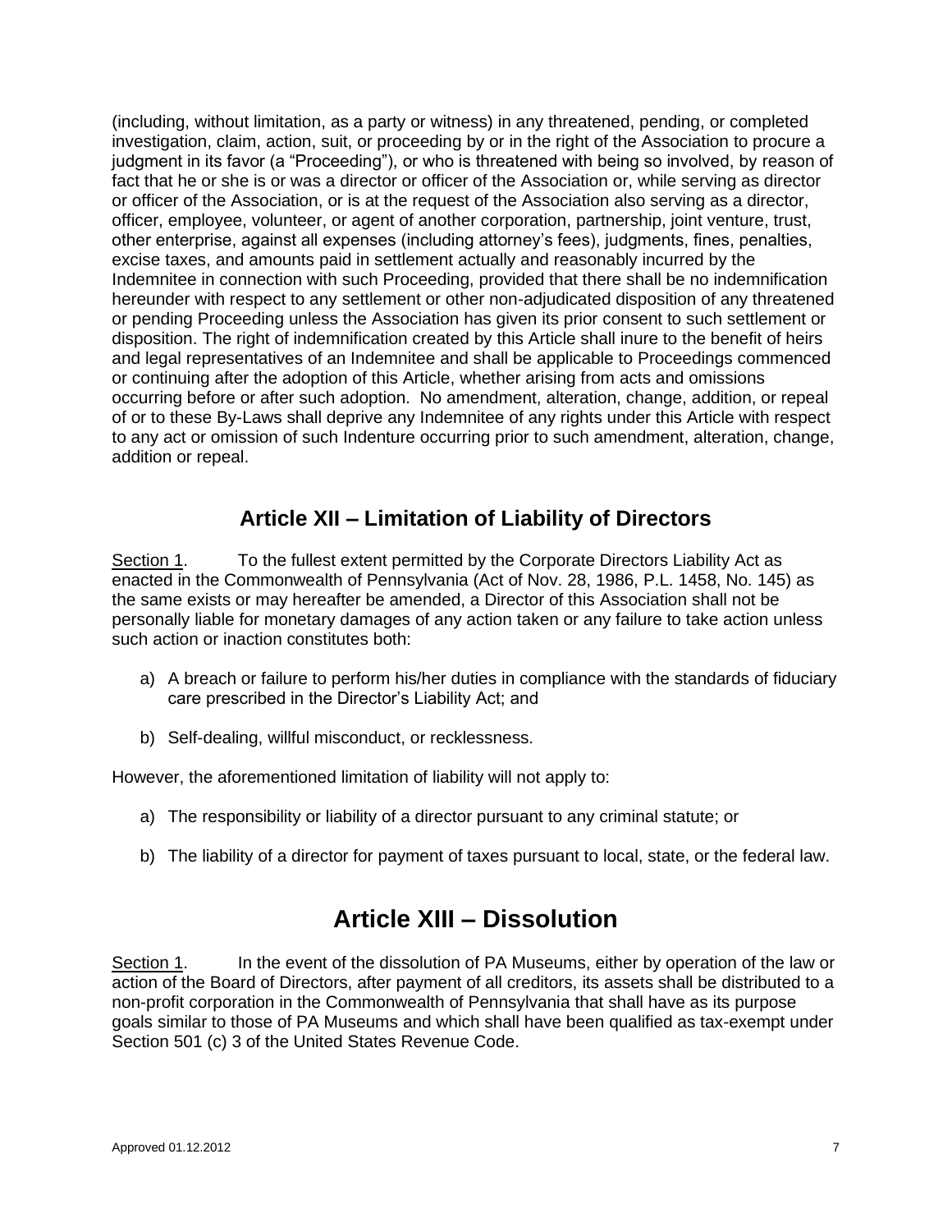(including, without limitation, as a party or witness) in any threatened, pending, or completed investigation, claim, action, suit, or proceeding by or in the right of the Association to procure a judgment in its favor (a "Proceeding"), or who is threatened with being so involved, by reason of fact that he or she is or was a director or officer of the Association or, while serving as director or officer of the Association, or is at the request of the Association also serving as a director, officer, employee, volunteer, or agent of another corporation, partnership, joint venture, trust, other enterprise, against all expenses (including attorney's fees), judgments, fines, penalties, excise taxes, and amounts paid in settlement actually and reasonably incurred by the Indemnitee in connection with such Proceeding, provided that there shall be no indemnification hereunder with respect to any settlement or other non-adjudicated disposition of any threatened or pending Proceeding unless the Association has given its prior consent to such settlement or disposition. The right of indemnification created by this Article shall inure to the benefit of heirs and legal representatives of an Indemnitee and shall be applicable to Proceedings commenced or continuing after the adoption of this Article, whether arising from acts and omissions occurring before or after such adoption. No amendment, alteration, change, addition, or repeal of or to these By-Laws shall deprive any Indemnitee of any rights under this Article with respect to any act or omission of such Indenture occurring prior to such amendment, alteration, change, addition or repeal.

## Article XII – Limitation of Liability of Directors

Section 1. To the fullest extent permitted by the Corporate Directors Liability Act as enacted in the Commonwealth of Pennsylvania (Act of Nov. 28, 1986, P.L. 1458, No. 145) as the same exists or may hereafter be amended, a Director of this Association shall not be personally liable for monetary damages of any action taken or any failure to take action unless such action or inaction constitutes both:

a) A breach or failure to perform his/her duties in compliance with the standards of fiduciary care prescribed in the Director's Liability Act; and

b) Self-dealing, willful misconduct, or recklessness.

However, the aforementioned limitation of liability will not apply to:

a) The responsibility or liability of a director pursuant to any criminal statute; or

b) The liability of a director for payment of taxes pursuant to local, state, or the federal law.

# Article XIII – Dissolution

Section 1. In the event of the dissolution of PA Museums, either by operation of the law or action of the Board of Directors, after payment of all creditors, its assets shall be distributed to a non-profit corporation in the Commonwealth of Pennsylvania that shall have as its purpose goals similar to those of PA Museums and which shall have been qualified as tax-exempt under Section 501 (c) 3 of the United States Revenue Code.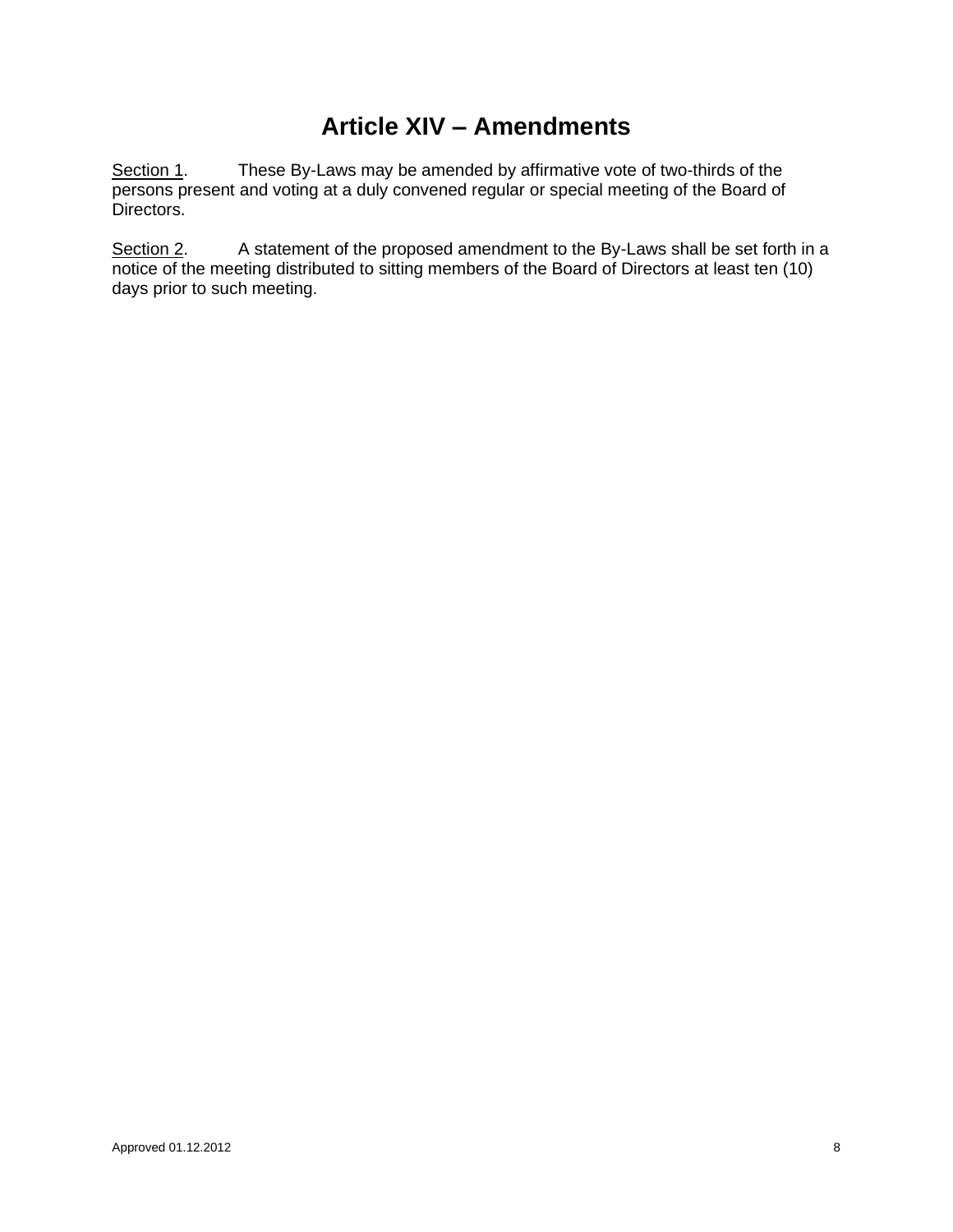# Article XIV – Amendments

Section 1. These By-Laws may be amended by affirmative vote of two-thirds of the persons present and voting at a duly convened regular or special meeting of the Board of Directors.

Section 2. A statement of the proposed amendment to the By-Laws shall be set forth in a notice of the meeting distributed to sitting members of the Board of Directors at least ten (10) days prior to such meeting.